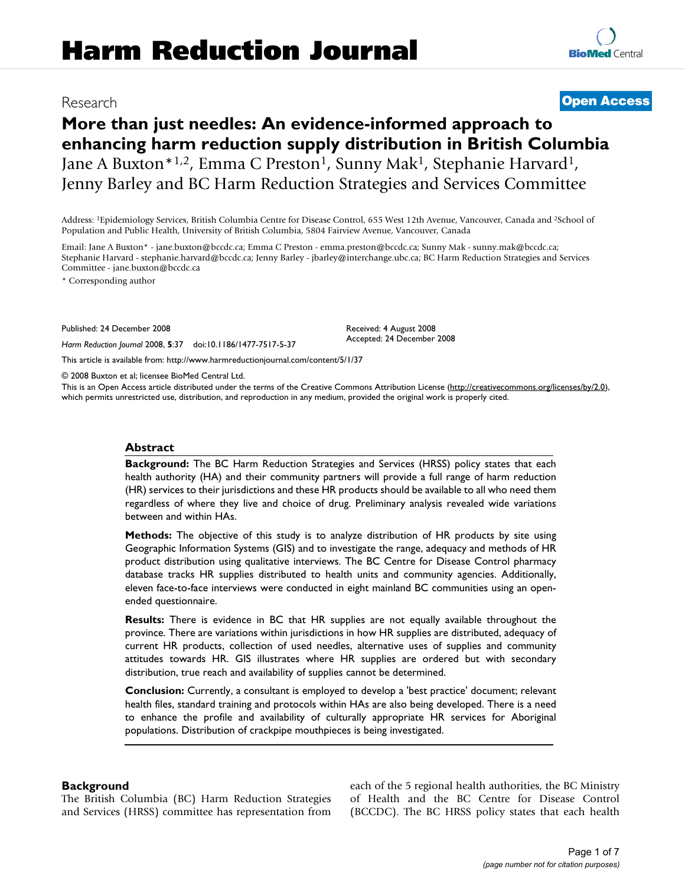# Harm Reduction Journal

Research

**Open Access**

## More than just needles: An evidence-informed approach to enhancing harm reduction supply distribution in British Columbia

Jane A Buxton*[1,2], Emma C Preston[1], Sunny Mak[1], Stephanie Harvard[1], Jenny Barley and BC Harm Reduction Strategies and Services Committee

Address: [1]Epidemiology Services, British Columbia Centre for Disease Control, 655 West 12th Avenue, Vancouver, Canada and [2]School of Population and Public Health, University of British Columbia, 5804 Fairview Avenue, Vancouver, Canada

Email: Jane A Buxton* - jane.buxton@bccdc.ca; Emma C Preston - emma.preston@bccdc.ca; Sunny Mak - sunny.mak@bccdc.ca; Stephanie Harvard - stephanie.harvard@bccdc.ca; Jenny Barley - jbarley@interchange.ubc.ca; BC Harm Reduction Strategies and Services Committee - jane.buxton@bccdc.ca

\* Corresponding author

Published: 24 December 2008

*Harm Reduction Journal* 2008, **5**:37 doi:10.1186/1477-7517-5-37

Received: 4 August 2008
Accepted: 24 December 2008

This article is available from: http://www.harmreductionjournal.com/content/5/1/37

© 2008 Buxton et al; licensee BioMed Central Ltd.

This is an Open Access article distributed under the terms of the Creative Commons Attribution License (http://creativecommons.org/licenses/by/2.0), which permits unrestricted use, distribution, and reproduction in any medium, provided the original work is properly cited.

### Abstract

**Background:** The BC Harm Reduction Strategies and Services (HRSS) policy states that each health authority (HA) and their community partners will provide a full range of harm reduction (HR) services to their jurisdictions and these HR products should be available to all who need them regardless of where they live and choice of drug. Preliminary analysis revealed wide variations between and within HAs.

**Methods:** The objective of this study is to analyze distribution of HR products by site using Geographic Information Systems (GIS) and to investigate the range, adequacy and methods of HR product distribution using qualitative interviews. The BC Centre for Disease Control pharmacy database tracks HR supplies distributed to health units and community agencies. Additionally, eleven face-to-face interviews were conducted in eight mainland BC communities using an open-ended questionnaire.

**Results:** There is evidence in BC that HR supplies are not equally available throughout the province. There are variations within jurisdictions in how HR supplies are distributed, adequacy of current HR products, collection of used needles, alternative uses of supplies and community attitudes towards HR. GIS illustrates where HR supplies are ordered but with secondary distribution, true reach and availability of supplies cannot be determined.

**Conclusion:** Currently, a consultant is employed to develop a 'best practice' document; relevant health files, standard training and protocols within HAs are also being developed. There is a need to enhance the profile and availability of culturally appropriate HR services for Aboriginal populations. Distribution of crackpipe mouthpieces is being investigated.

### Background

The British Columbia (BC) Harm Reduction Strategies and Services (HRSS) committee has representation from each of the 5 regional health authorities, the BC Ministry of Health and the BC Centre for Disease Control (BCCDC). The BC HRSS policy states that each health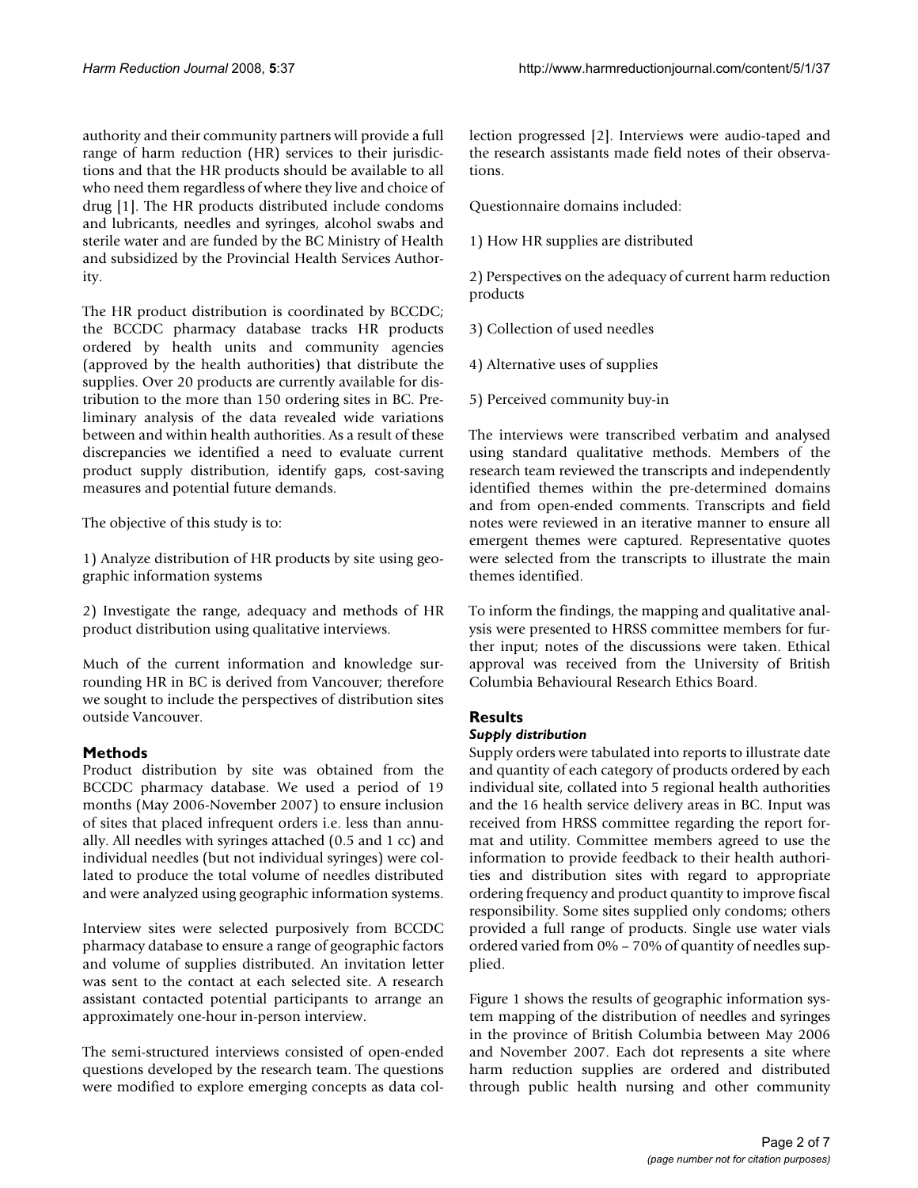authority and their community partners will provide a full range of harm reduction (HR) services to their jurisdictions and that the HR products should be available to all who need them regardless of where they live and choice of drug [1]. The HR products distributed include condoms and lubricants, needles and syringes, alcohol swabs and sterile water and are funded by the BC Ministry of Health and subsidized by the Provincial Health Services Authority.

The HR product distribution is coordinated by BCCDC; the BCCDC pharmacy database tracks HR products ordered by health units and community agencies (approved by the health authorities) that distribute the supplies. Over 20 products are currently available for distribution to the more than 150 ordering sites in BC. Preliminary analysis of the data revealed wide variations between and within health authorities. As a result of these discrepancies we identified a need to evaluate current product supply distribution, identify gaps, cost-saving measures and potential future demands.

The objective of this study is to:

1) Analyze distribution of HR products by site using geographic information systems

2) Investigate the range, adequacy and methods of HR product distribution using qualitative interviews.

Much of the current information and knowledge surrounding HR in BC is derived from Vancouver; therefore we sought to include the perspectives of distribution sites outside Vancouver.

## Methods

Product distribution by site was obtained from the BCCDC pharmacy database. We used a period of 19 months (May 2006-November 2007) to ensure inclusion of sites that placed infrequent orders i.e. less than annually. All needles with syringes attached (0.5 and 1 cc) and individual needles (but not individual syringes) were collated to produce the total volume of needles distributed and were analyzed using geographic information systems.

Interview sites were selected purposively from BCCDC pharmacy database to ensure a range of geographic factors and volume of supplies distributed. An invitation letter was sent to the contact at each selected site. A research assistant contacted potential participants to arrange an approximately one-hour in-person interview.

The semi-structured interviews consisted of open-ended questions developed by the research team. The questions were modified to explore emerging concepts as data collection progressed [2]. Interviews were audio-taped and the research assistants made field notes of their observations.

Questionnaire domains included:

1) How HR supplies are distributed

2) Perspectives on the adequacy of current harm reduction products

3) Collection of used needles

4) Alternative uses of supplies

5) Perceived community buy-in

The interviews were transcribed verbatim and analysed using standard qualitative methods. Members of the research team reviewed the transcripts and independently identified themes within the pre-determined domains and from open-ended comments. Transcripts and field notes were reviewed in an iterative manner to ensure all emergent themes were captured. Representative quotes were selected from the transcripts to illustrate the main themes identified.

To inform the findings, the mapping and qualitative analysis were presented to HRSS committee members for further input; notes of the discussions were taken. Ethical approval was received from the University of British Columbia Behavioural Research Ethics Board.

## Results

### *Supply distribution*

Supply orders were tabulated into reports to illustrate date and quantity of each category of products ordered by each individual site, collated into 5 regional health authorities and the 16 health service delivery areas in BC. Input was received from HRSS committee regarding the report format and utility. Committee members agreed to use the information to provide feedback to their health authorities and distribution sites with regard to appropriate ordering frequency and product quantity to improve fiscal responsibility. Some sites supplied only condoms; others provided a full range of products. Single use water vials ordered varied from 0% – 70% of quantity of needles supplied.

Figure 1 shows the results of geographic information system mapping of the distribution of needles and syringes in the province of British Columbia between May 2006 and November 2007. Each dot represents a site where harm reduction supplies are ordered and distributed through public health nursing and other community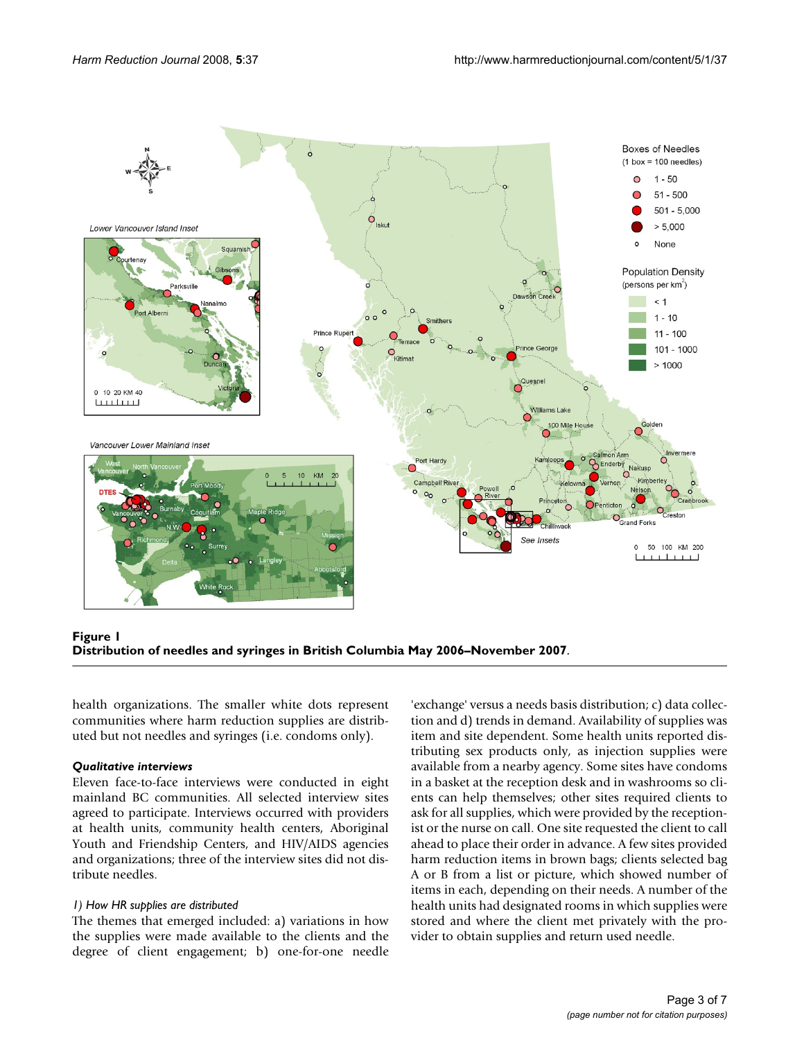**Figure 1**
**Distribution of needles and syringes in British Columbia May 2006–November 2007.**

health organizations. The smaller white dots represent communities where harm reduction supplies are distributed but not needles and syringes (i.e. condoms only).

### *Qualitative interviews*

Eleven face-to-face interviews were conducted in eight mainland BC communities. All selected interview sites agreed to participate. Interviews occurred with providers at health units, community health centers, Aboriginal Youth and Friendship Centers, and HIV/AIDS agencies and organizations; three of the interview sites did not distribute needles.

#### *1) How HR supplies are distributed*

The themes that emerged included: a) variations in how the supplies were made available to the clients and the degree of client engagement; b) one-for-one needle 'exchange' versus a needs basis distribution; c) data collection and d) trends in demand. Availability of supplies was item and site dependent. Some health units reported distributing sex products only, as injection supplies were available from a nearby agency. Some sites have condoms in a basket at the reception desk and in washrooms so clients can help themselves; other sites required clients to ask for all supplies, which were provided by the receptionist or the nurse on call. One site requested the client to call ahead to place their order in advance. A few sites provided harm reduction items in brown bags; clients selected bag A or B from a list or picture, which showed number of items in each, depending on their needs. A number of the health units had designated rooms in which supplies were stored and where the client met privately with the provider to obtain supplies and return used needle.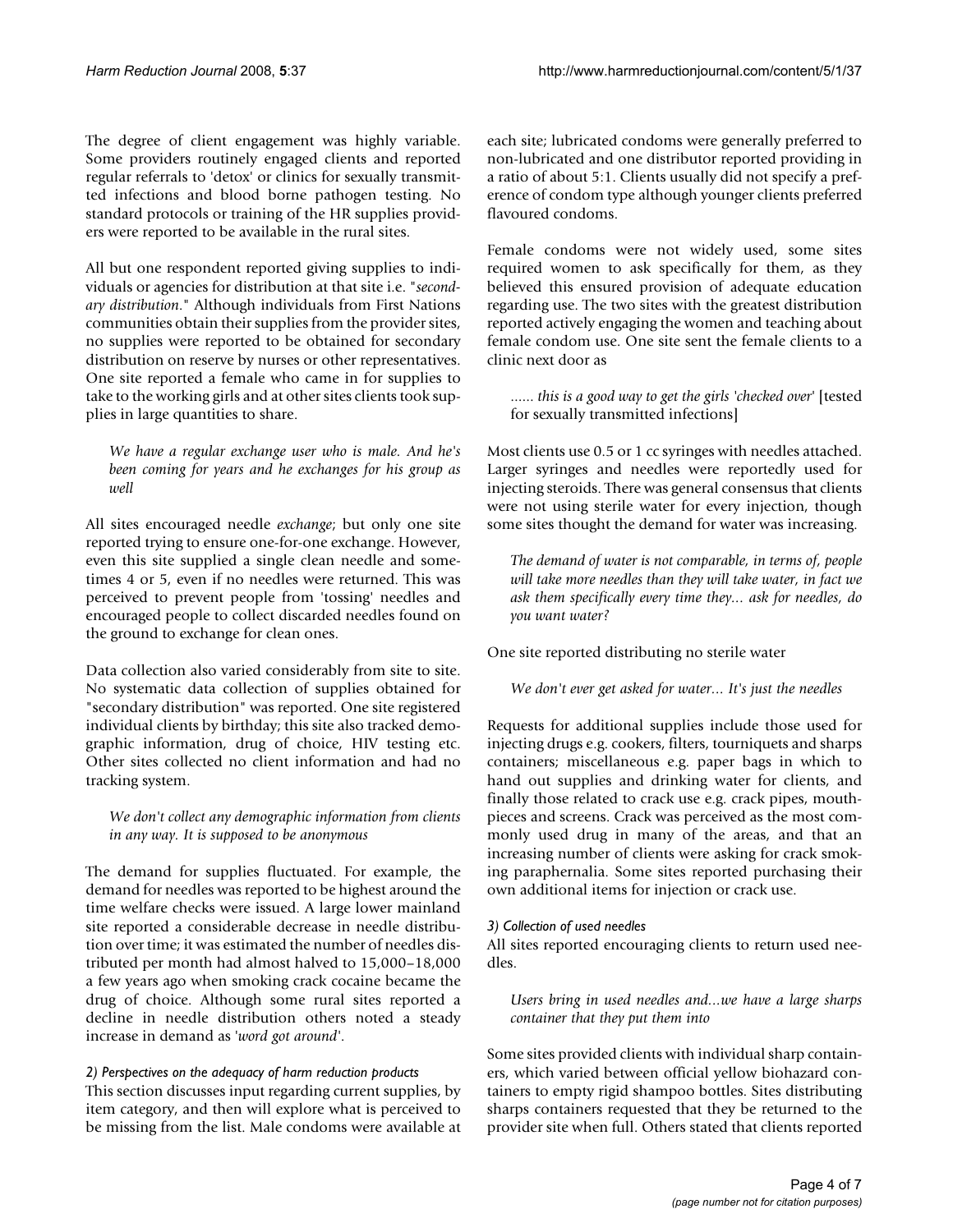The degree of client engagement was highly variable. Some providers routinely engaged clients and reported regular referrals to 'detox' or clinics for sexually transmitted infections and blood borne pathogen testing. No standard protocols or training of the HR supplies providers were reported to be available in the rural sites.

All but one respondent reported giving supplies to individuals or agencies for distribution at that site i.e. "*secondary distribution*." Although individuals from First Nations communities obtain their supplies from the provider sites, no supplies were reported to be obtained for secondary distribution on reserve by nurses or other representatives. One site reported a female who came in for supplies to take to the working girls and at other sites clients took supplies in large quantities to share.

> *We have a regular exchange user who is male. And he's been coming for years and he exchanges for his group as well*

All sites encouraged needle *exchange*; but only one site reported trying to ensure one-for-one exchange. However, even this site supplied a single clean needle and sometimes 4 or 5, even if no needles were returned. This was perceived to prevent people from 'tossing' needles and encouraged people to collect discarded needles found on the ground to exchange for clean ones.

Data collection also varied considerably from site to site. No systematic data collection of supplies obtained for "secondary distribution" was reported. One site registered individual clients by birthday; this site also tracked demographic information, drug of choice, HIV testing etc. Other sites collected no client information and had no tracking system.

> *We don't collect any demographic information from clients in any way. It is supposed to be anonymous*

The demand for supplies fluctuated. For example, the demand for needles was reported to be highest around the time welfare checks were issued. A large lower mainland site reported a considerable decrease in needle distribution over time; it was estimated the number of needles distributed per month had almost halved to 15,000–18,000 a few years ago when smoking crack cocaine became the drug of choice. Although some rural sites reported a decline in needle distribution others noted a steady increase in demand as '*word got around*'.

### *2) Perspectives on the adequacy of harm reduction products*

This section discusses input regarding current supplies, by item category, and then will explore what is perceived to be missing from the list. Male condoms were available at each site; lubricated condoms were generally preferred to non-lubricated and one distributor reported providing in a ratio of about 5:1. Clients usually did not specify a preference of condom type although younger clients preferred flavoured condoms.

Female condoms were not widely used, some sites required women to ask specifically for them, as they believed this ensured provision of adequate education regarding use. The two sites with the greatest distribution reported actively engaging the women and teaching about female condom use. One site sent the female clients to a clinic next door as

> *...... this is a good way to get the girls 'checked over'* [tested for sexually transmitted infections]

Most clients use 0.5 or 1 cc syringes with needles attached. Larger syringes and needles were reportedly used for injecting steroids. There was general consensus that clients were not using sterile water for every injection, though some sites thought the demand for water was increasing.

> *The demand of water is not comparable, in terms of, people will take more needles than they will take water, in fact we ask them specifically every time they... ask for needles, do you want water?*

One site reported distributing no sterile water

> *We don't ever get asked for water... It's just the needles*

Requests for additional supplies include those used for injecting drugs e.g. cookers, filters, tourniquets and sharps containers; miscellaneous e.g. paper bags in which to hand out supplies and drinking water for clients, and finally those related to crack use e.g. crack pipes, mouthpieces and screens. Crack was perceived as the most commonly used drug in many of the areas, and that an increasing number of clients were asking for crack smoking paraphernalia. Some sites reported purchasing their own additional items for injection or crack use.

### *3) Collection of used needles*

All sites reported encouraging clients to return used needles.

> *Users bring in used needles and...we have a large sharps container that they put them into*

Some sites provided clients with individual sharp containers, which varied between official yellow biohazard containers to empty rigid shampoo bottles. Sites distributing sharps containers requested that they be returned to the provider site when full. Others stated that clients reported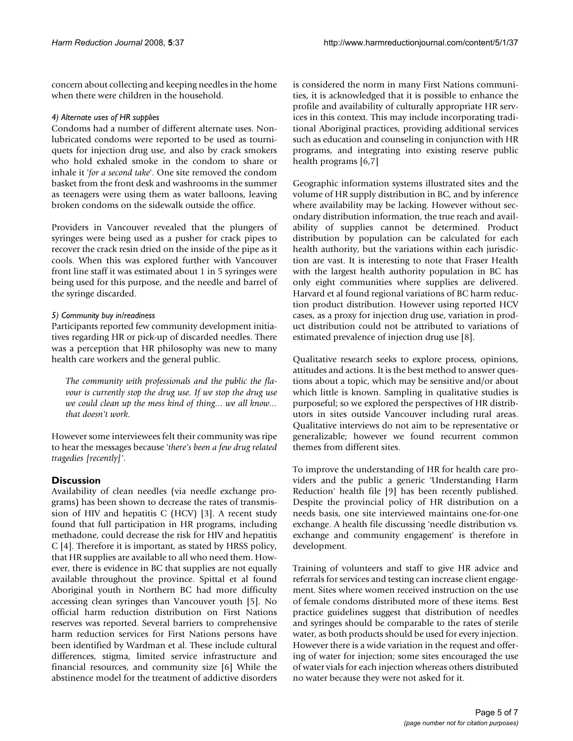concern about collecting and keeping needles in the home when there were children in the household.

#### *4) Alternate uses of HR supplies*

Condoms had a number of different alternate uses. Non-lubricated condoms were reported to be used as tourniquets for injection drug use, and also by crack smokers who hold exhaled smoke in the condom to share or inhale it '*for a second take*'. One site removed the condom basket from the front desk and washrooms in the summer as teenagers were using them as water balloons, leaving broken condoms on the sidewalk outside the office.

Providers in Vancouver revealed that the plungers of syringes were being used as a pusher for crack pipes to recover the crack resin dried on the inside of the pipe as it cools. When this was explored further with Vancouver front line staff it was estimated about 1 in 5 syringes were being used for this purpose, and the needle and barrel of the syringe discarded.

#### *5) Community buy in/readiness*

Participants reported few community development initiatives regarding HR or pick-up of discarded needles. There was a perception that HR philosophy was new to many health care workers and the general public.

> *The community with professionals and the public the flavour is currently stop the drug use. If we stop the drug use we could clean up the mess kind of thing... we all know... that doesn't work.*

However some interviewees felt their community was ripe to hear the messages because '*there's been a few drug related tragedies [recently]*'.

## Discussion

Availability of clean needles (via needle exchange programs) has been shown to decrease the rates of transmission of HIV and hepatitis C (HCV) [3]. A recent study found that full participation in HR programs, including methadone, could decrease the risk for HIV and hepatitis C [4]. Therefore it is important, as stated by HRSS policy, that HR supplies are available to all who need them. However, there is evidence in BC that supplies are not equally available throughout the province. Spittal et al found Aboriginal youth in Northern BC had more difficulty accessing clean syringes than Vancouver youth [5]. No official harm reduction distribution on First Nations reserves was reported. Several barriers to comprehensive harm reduction services for First Nations persons have been identified by Wardman et al. These include cultural differences, stigma, limited service infrastructure and financial resources, and community size [6] While the abstinence model for the treatment of addictive disorders is considered the norm in many First Nations communities, it is acknowledged that it is possible to enhance the profile and availability of culturally appropriate HR services in this context. This may include incorporating traditional Aboriginal practices, providing additional services such as education and counseling in conjunction with HR programs, and integrating into existing reserve public health programs [6,7]

Geographic information systems illustrated sites and the volume of HR supply distribution in BC, and by inference where availability may be lacking. However without secondary distribution information, the true reach and availability of supplies cannot be determined. Product distribution by population can be calculated for each health authority, but the variations within each jurisdiction are vast. It is interesting to note that Fraser Health with the largest health authority population in BC has only eight communities where supplies are delivered. Harvard et al found regional variations of BC harm reduction product distribution. However using reported HCV cases, as a proxy for injection drug use, variation in product distribution could not be attributed to variations of estimated prevalence of injection drug use [8].

Qualitative research seeks to explore process, opinions, attitudes and actions. It is the best method to answer questions about a topic, which may be sensitive and/or about which little is known. Sampling in qualitative studies is purposeful; so we explored the perspectives of HR distributors in sites outside Vancouver including rural areas. Qualitative interviews do not aim to be representative or generalizable; however we found recurrent common themes from different sites.

To improve the understanding of HR for health care providers and the public a generic 'Understanding Harm Reduction' health file [9] has been recently published. Despite the provincial policy of HR distribution on a needs basis, one site interviewed maintains one-for-one exchange. A health file discussing 'needle distribution vs. exchange and community engagement' is therefore in development.

Training of volunteers and staff to give HR advice and referrals for services and testing can increase client engagement. Sites where women received instruction on the use of female condoms distributed more of these items. Best practice guidelines suggest that distribution of needles and syringes should be comparable to the rates of sterile water, as both products should be used for every injection. However there is a wide variation in the request and offering of water for injection; some sites encouraged the use of water vials for each injection whereas others distributed no water because they were not asked for it.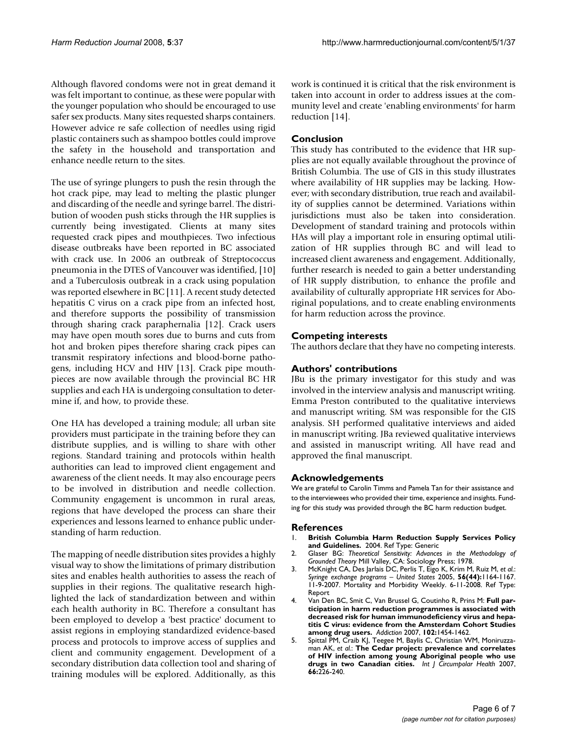Although flavored condoms were not in great demand it was felt important to continue, as these were popular with the younger population who should be encouraged to use safer sex products. Many sites requested sharps containers. However advice re safe collection of needles using rigid plastic containers such as shampoo bottles could improve the safety in the household and transportation and enhance needle return to the sites.

The use of syringe plungers to push the resin through the hot crack pipe, may lead to melting the plastic plunger and discarding of the needle and syringe barrel. The distribution of wooden push sticks through the HR supplies is currently being investigated. Clients at many sites requested crack pipes and mouthpieces. Two infectious disease outbreaks have been reported in BC associated with crack use. In 2006 an outbreak of Streptococcus pneumonia in the DTES of Vancouver was identified, [10] and a Tuberculosis outbreak in a crack using population was reported elsewhere in BC [11]. A recent study detected hepatitis C virus on a crack pipe from an infected host, and therefore supports the possibility of transmission through sharing crack paraphernalia [12]. Crack users may have open mouth sores due to burns and cuts from hot and broken pipes therefore sharing crack pipes can transmit respiratory infections and blood-borne pathogens, including HCV and HIV [13]. Crack pipe mouthpieces are now available through the provincial BC HR supplies and each HA is undergoing consultation to determine if, and how, to provide these.

One HA has developed a training module; all urban site providers must participate in the training before they can distribute supplies, and is willing to share with other regions. Standard training and protocols within health authorities can lead to improved client engagement and awareness of the client needs. It may also encourage peers to be involved in distribution and needle collection. Community engagement is uncommon in rural areas, regions that have developed the process can share their experiences and lessons learned to enhance public understanding of harm reduction.

The mapping of needle distribution sites provides a highly visual way to show the limitations of primary distribution sites and enables health authorities to assess the reach of supplies in their regions. The qualitative research highlighted the lack of standardization between and within each health authority in BC. Therefore a consultant has been employed to develop a 'best practice' document to assist regions in employing standardized evidence-based process and protocols to improve access of supplies and client and community engagement. Development of a secondary distribution data collection tool and sharing of training modules will be explored. Additionally, as this work is continued it is critical that the risk environment is taken into account in order to address issues at the community level and create 'enabling environments' for harm reduction [14].

## Conclusion

This study has contributed to the evidence that HR supplies are not equally available throughout the province of British Columbia. The use of GIS in this study illustrates where availability of HR supplies may be lacking. However; with secondary distribution, true reach and availability of supplies cannot be determined. Variations within jurisdictions must also be taken into consideration. Development of standard training and protocols within HAs will play a important role in ensuring optimal utilization of HR supplies through BC and will lead to increased client awareness and engagement. Additionally, further research is needed to gain a better understanding of HR supply distribution, to enhance the profile and availability of culturally appropriate HR services for Aboriginal populations, and to create enabling environments for harm reduction across the province.

## Competing interests

The authors declare that they have no competing interests.

## Authors' contributions

JBu is the primary investigator for this study and was involved in the interview analysis and manuscript writing. Emma Preston contributed to the qualitative interviews and manuscript writing. SM was responsible for the GIS analysis. SH performed qualitative interviews and aided in manuscript writing. JBa reviewed qualitative interviews and assisted in manuscript writing. All have read and approved the final manuscript.

## Acknowledgements

We are grateful to Carolin Timms and Pamela Tan for their assistance and to the interviewees who provided their time, experience and insights. Funding for this study was provided through the BC harm reduction budget.

## References

1. **British Columbia Harm Reduction Supply Services Policy and Guidelines.** 2004. Ref Type: Generic
2. Glaser BG: *Theoretical Sensitivity: Advances in the Methodology of Grounded Theory* Mill Valley, CA: Sociology Press; 1978.
3. McKnight CA, Des Jarlais DC, Perlis T, Eigo K, Krim M, Ruiz M, *et al.*: *Syringe exchange programs – United States* 2005, **56(44):**1164-1167. 11-9-2007. Mortality and Morbidity Weekly. 6-11-2008. Ref Type: Report
4. Van Den BC, Smit C, Van Brussel G, Coutinho R, Prins M: **Full participation in harm reduction programmes is associated with decreased risk for human immunodeficiency virus and hepatitis C virus: evidence from the Amsterdam Cohort Studies among drug users.** *Addiction* 2007, **102:**1454-1462.
5. Spittal PM, Craib KJ, Teegee M, Baylis C, Christian WM, Moniruzzaman AK, *et al.*: **The Cedar project: prevalence and correlates of HIV infection among young Aboriginal people who use drugs in two Canadian cities.** *Int J Circumpolar Health* 2007, **66:**226-240.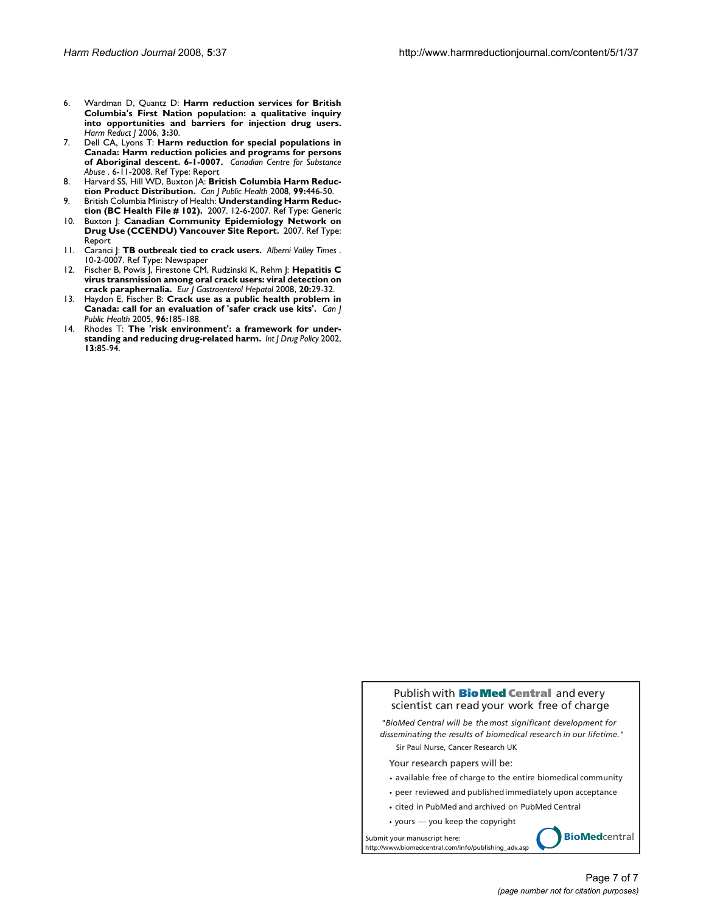6. Wardman D, Quantz D: **Harm reduction services for British Columbia's First Nation population: a qualitative inquiry into opportunities and barriers for injection drug users.** *Harm Reduct J* 2006, **3:**30.
7. Dell CA, Lyons T: **Harm reduction for special populations in Canada: Harm reduction policies and programs for persons of Aboriginal descent. 6-1-0007.** *Canadian Centre for Substance Abuse* . 6-11-2008. Ref Type: Report
8. Harvard SS, Hill WD, Buxton JA: **British Columbia Harm Reduction Product Distribution.** *Can J Public Health* 2008, **99:**446-50.
9. British Columbia Ministry of Health: **Understanding Harm Reduction (BC Health File # 102).** 2007. 12-6-2007. Ref Type: Generic
10. Buxton J: **Canadian Community Epidemiology Network on Drug Use (CCENDU) Vancouver Site Report.** 2007. Ref Type: Report
11. Caranci J: **TB outbreak tied to crack users.** *Alberni Valley Times* . 10-2-0007. Ref Type: Newspaper
12. Fischer B, Powis J, Firestone CM, Rudzinski K, Rehm J: **Hepatitis C virus transmission among oral crack users: viral detection on crack paraphernalia.** *Eur J Gastroenterol Hepatol* 2008, **20:**29-32.
13. Haydon E, Fischer B: **Crack use as a public health problem in Canada: call for an evaluation of 'safer crack use kits'.** *Can J Public Health* 2005, **96:**185-188.
14. Rhodes T: **The 'risk environment': a framework for understanding and reducing drug-related harm.** *Int J Drug Policy* 2002, **13:**85-94.

Publish with **BioMed Central** and every scientist can read your work free of charge

*"BioMed Central will be the most significant development for disseminating the results of biomedical research in our lifetime."*

Sir Paul Nurse, Cancer Research UK

Your research papers will be:

- available free of charge to the entire biomedical community
- peer reviewed and published immediately upon acceptance
- cited in PubMed and archived on PubMed Central
- yours — you keep the copyright

Submit your manuscript here:
http://www.biomedcentral.com/info/publishing_adv.asp

**BioMed**central